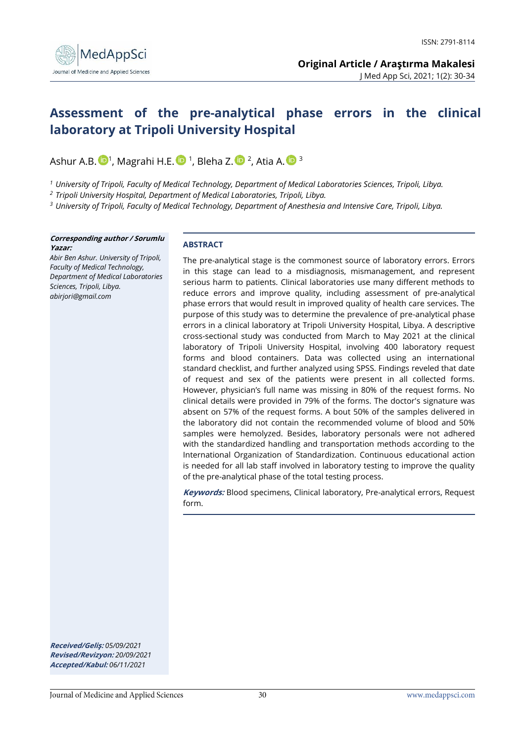ISSN: 2791-8114

**Original Article / Araştırma Makalesi**

# Assessment of the pre-analytical phase errors in the clinical laboratory at Tripoli University Hospital

Ashur A.B.[1], Magrahi H.E.[1], Bleha Z.[2], Atia A.[3]

[1] *University of Tripoli, Faculty of Medical Technology, Department of Medical Laboratories Sciences, Tripoli, Libya.*
[2] *Tripoli University Hospital, Department of Medical Laboratories, Tripoli, Libya.*
[3] *University of Tripoli, Faculty of Medical Technology, Department of Anesthesia and Intensive Care, Tripoli, Libya.*

***Corresponding author / Sorumlu Yazar:***
*Abir Ben Ashur. University of Tripoli, Faculty of Medical Technology, Department of Medical Laboratories Sciences, Tripoli, Libya.*
*abirjori@gmail.com*

## ABSTRACT

The pre-analytical stage is the commonest source of laboratory errors. Errors in this stage can lead to a misdiagnosis, mismanagement, and represent serious harm to patients. Clinical laboratories use many different methods to reduce errors and improve quality, including assessment of pre-analytical phase errors that would result in improved quality of health care services. The purpose of this study was to determine the prevalence of pre-analytical phase errors in a clinical laboratory at Tripoli University Hospital, Libya. A descriptive cross-sectional study was conducted from March to May 2021 at the clinical laboratory of Tripoli University Hospital, involving 400 laboratory request forms and blood containers. Data was collected using an international standard checklist, and further analyzed using SPSS. Findings reveled that date of request and sex of the patients were present in all collected forms. However, physician's full name was missing in 80% of the request forms. No clinical details were provided in 79% of the forms. The doctor's signature was absent on 57% of the request forms. A bout 50% of the samples delivered in the laboratory did not contain the recommended volume of blood and 50% samples were hemolyzed. Besides, laboratory personals were not adhered with the standardized handling and transportation methods according to the International Organization of Standardization. Continuous educational action is needed for all lab staff involved in laboratory testing to improve the quality of the pre-analytical phase of the total testing process.

***Keywords:*** Blood specimens, Clinical laboratory, Pre-analytical errors, Request form.

***Received/Geliş:*** *05/09/2021*
***Revised/Revizyon:*** *20/09/2021*
***Accepted/Kabul:*** *06/11/2021*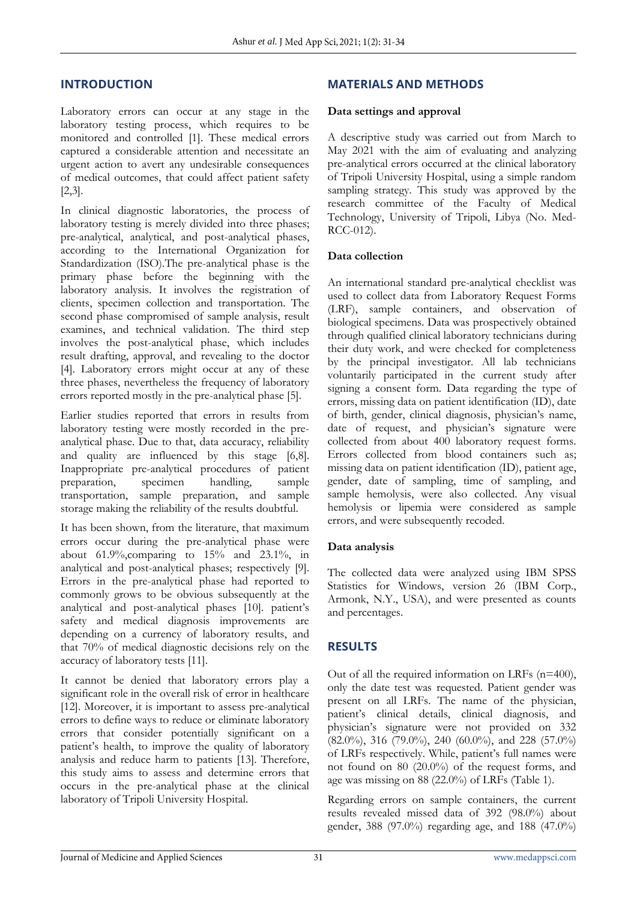## INTRODUCTION

Laboratory errors can occur at any stage in the laboratory testing process, which requires to be monitored and controlled [1]. These medical errors captured a considerable attention and necessitate an urgent action to avert any undesirable consequences of medical outcomes, that could affect patient safety [2,3].

In clinical diagnostic laboratories, the process of laboratory testing is merely divided into three phases; pre-analytical, analytical, and post-analytical phases, according to the International Organization for Standardization (ISO).The pre-analytical phase is the primary phase before the beginning with the laboratory analysis. It involves the registration of clients, specimen collection and transportation. The second phase compromised of sample analysis, result examines, and technical validation. The third step involves the post-analytical phase, which includes result drafting, approval, and revealing to the doctor [4]. Laboratory errors might occur at any of these three phases, nevertheless the frequency of laboratory errors reported mostly in the pre-analytical phase [5].

Earlier studies reported that errors in results from laboratory testing were mostly recorded in the pre-analytical phase. Due to that, data accuracy, reliability and quality are influenced by this stage [6,8]. Inappropriate pre-analytical procedures of patient preparation, specimen handling, sample transportation, sample preparation, and sample storage making the reliability of the results doubtful.

It has been shown, from the literature, that maximum errors occur during the pre-analytical phase were about 61.9%,comparing to 15% and 23.1%, in analytical and post-analytical phases; respectively [9]. Errors in the pre-analytical phase had reported to commonly grows to be obvious subsequently at the analytical and post-analytical phases [10]. patient's safety and medical diagnosis improvements are depending on a currency of laboratory results, and that 70% of medical diagnostic decisions rely on the accuracy of laboratory tests [11].

It cannot be denied that laboratory errors play a significant role in the overall risk of error in healthcare [12]. Moreover, it is important to assess pre-analytical errors to define ways to reduce or eliminate laboratory errors that consider potentially significant on a patient's health, to improve the quality of laboratory analysis and reduce harm to patients [13]. Therefore, this study aims to assess and determine errors that occurs in the pre-analytical phase at the clinical laboratory of Tripoli University Hospital.

## MATERIALS AND METHODS

### Data settings and approval

A descriptive study was carried out from March to May 2021 with the aim of evaluating and analyzing pre-analytical errors occurred at the clinical laboratory of Tripoli University Hospital, using a simple random sampling strategy. This study was approved by the research committee of the Faculty of Medical Technology, University of Tripoli, Libya (No. Med-RCC-012).

### Data collection

An international standard pre-analytical checklist was used to collect data from Laboratory Request Forms (LRF), sample containers, and observation of biological specimens. Data was prospectively obtained through qualified clinical laboratory technicians during their duty work, and were checked for completeness by the principal investigator. All lab technicians voluntarily participated in the current study after signing a consent form. Data regarding the type of errors, missing data on patient identification (ID), date of birth, gender, clinical diagnosis, physician's name, date of request, and physician's signature were collected from about 400 laboratory request forms. Errors collected from blood containers such as; missing data on patient identification (ID), patient age, gender, date of sampling, time of sampling, and sample hemolysis, were also collected. Any visual hemolysis or lipemia were considered as sample errors, and were subsequently recoded.

### Data analysis

The collected data were analyzed using IBM SPSS Statistics for Windows, version 26 (IBM Corp., Armonk, N.Y., USA), and were presented as counts and percentages.

## RESULTS

Out of all the required information on LRFs (n=400), only the date test was requested. Patient gender was present on all LRFs. The name of the physician, patient's clinical details, clinical diagnosis, and physician's signature were not provided on 332 (82.0%), 316 (79.0%), 240 (60.0%), and 228 (57.0%) of LRFs respectively. While, patient's full names were not found on 80 (20.0%) of the request forms, and age was missing on 88 (22.0%) of LRFs (Table 1).

Regarding errors on sample containers, the current results revealed missed data of 392 (98.0%) about gender, 388 (97.0%) regarding age, and 188 (47.0%)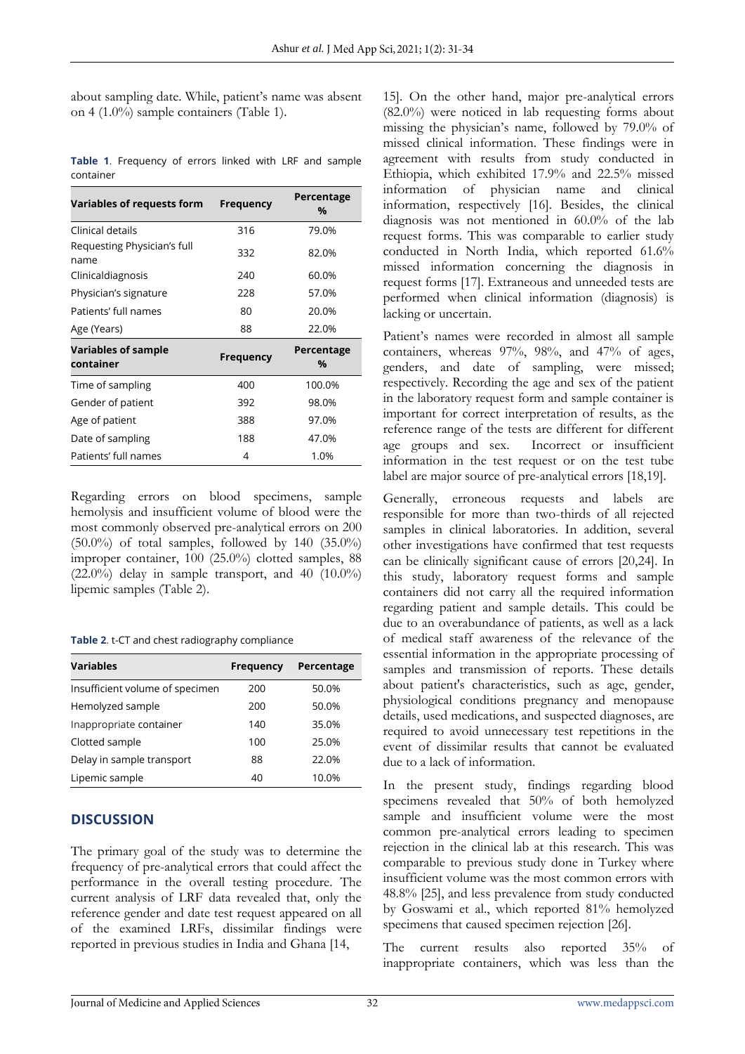about sampling date. While, patient's name was absent on 4 (1.0%) sample containers (Table 1).

**Table 1**. Frequency of errors linked with LRF and sample container

| Variables of requests form | Frequency | Percentage % |
|---|---|---|
| Clinical details | 316 | 79.0% |
| Requesting Physician's full name | 332 | 82.0% |
| Clinicaldiagnosis | 240 | 60.0% |
| Physician's signature | 228 | 57.0% |
| Patients' full names | 80 | 20.0% |
| Age (Years) | 88 | 22.0% |
| **Variables of sample container** | **Frequency** | **Percentage %** |
| Time of sampling | 400 | 100.0% |
| Gender of patient | 392 | 98.0% |
| Age of patient | 388 | 97.0% |
| Date of sampling | 188 | 47.0% |
| Patients' full names | 4 | 1.0% |

Regarding errors on blood specimens, sample hemolysis and insufficient volume of blood were the most commonly observed pre-analytical errors on 200 (50.0%) of total samples, followed by 140 (35.0%) improper container, 100 (25.0%) clotted samples, 88 (22.0%) delay in sample transport, and 40 (10.0%) lipemic samples (Table 2).

**Table 2**. t-CT and chest radiography compliance

| Variables | Frequency | Percentage |
|---|---|---|
| Insufficient volume of specimen | 200 | 50.0% |
| Hemolyzed sample | 200 | 50.0% |
| Inappropriate container | 140 | 35.0% |
| Clotted sample | 100 | 25.0% |
| Delay in sample transport | 88 | 22.0% |
| Lipemic sample | 40 | 10.0% |

## DISCUSSION

The primary goal of the study was to determine the frequency of pre-analytical errors that could affect the performance in the overall testing procedure. The current analysis of LRF data revealed that, only the reference gender and date test request appeared on all of the examined LRFs, dissimilar findings were reported in previous studies in India and Ghana [14, 15]. On the other hand, major pre-analytical errors (82.0%) were noticed in lab requesting forms about missing the physician's name, followed by 79.0% of missed clinical information. These findings were in agreement with results from study conducted in Ethiopia, which exhibited 17.9% and 22.5% missed information of physician name and clinical information, respectively [16]. Besides, the clinical diagnosis was not mentioned in 60.0% of the lab request forms. This was comparable to earlier study conducted in North India, which reported 61.6% missed information concerning the diagnosis in request forms [17]. Extraneous and unneeded tests are performed when clinical information (diagnosis) is lacking or uncertain.

Patient's names were recorded in almost all sample containers, whereas 97%, 98%, and 47% of ages, genders, and date of sampling, were missed; respectively. Recording the age and sex of the patient in the laboratory request form and sample container is important for correct interpretation of results, as the reference range of the tests are different for different age groups and sex. Incorrect or insufficient information in the test request or on the test tube label are major source of pre-analytical errors [18,19].

Generally, erroneous requests and labels are responsible for more than two-thirds of all rejected samples in clinical laboratories. In addition, several other investigations have confirmed that test requests can be clinically significant cause of errors [20,24]. In this study, laboratory request forms and sample containers did not carry all the required information regarding patient and sample details. This could be due to an overabundance of patients, as well as a lack of medical staff awareness of the relevance of the essential information in the appropriate processing of samples and transmission of reports. These details about patient's characteristics, such as age, gender, physiological conditions pregnancy and menopause details, used medications, and suspected diagnoses, are required to avoid unnecessary test repetitions in the event of dissimilar results that cannot be evaluated due to a lack of information.

In the present study, findings regarding blood specimens revealed that 50% of both hemolyzed sample and insufficient volume were the most common pre-analytical errors leading to specimen rejection in the clinical lab at this research. This was comparable to previous study done in Turkey where insufficient volume was the most common errors with 48.8% [25], and less prevalence from study conducted by Goswami et al., which reported 81% hemolyzed specimens that caused specimen rejection [26].

The current results also reported 35% of inappropriate containers, which was less than the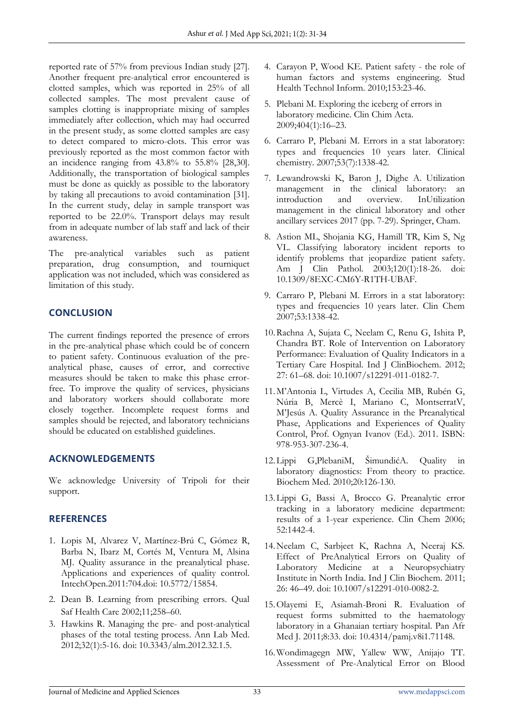reported rate of 57% from previous Indian study [27]. Another frequent pre-analytical error encountered is clotted samples, which was reported in 25% of all collected samples. The most prevalent cause of samples clotting is inappropriate mixing of samples immediately after collection, which may had occurred in the present study, as some clotted samples are easy to detect compared to micro-clots. This error was previously reported as the most common factor with an incidence ranging from 43.8% to 55.8% [28,30]. Additionally, the transportation of biological samples must be done as quickly as possible to the laboratory by taking all precautions to avoid contamination [31]. In the current study, delay in sample transport was reported to be 22.0%. Transport delays may result from in adequate number of lab staff and lack of their awareness.

The pre-analytical variables such as patient preparation, drug consumption, and tourniquet application was not included, which was considered as limitation of this study.

## CONCLUSION

The current findings reported the presence of errors in the pre-analytical phase which could be of concern to patient safety. Continuous evaluation of the pre-analytical phase, causes of error, and corrective measures should be taken to make this phase error-free. To improve the quality of services, physicians and laboratory workers should collaborate more closely together. Incomplete request forms and samples should be rejected, and laboratory technicians should be educated on established guidelines.

## ACKNOWLEDGEMENTS

We acknowledge University of Tripoli for their support.

## REFERENCES

1. Lopis M, Alvarez V, Martínez-Brú C, Gómez R, Barba N, Ibarz M, Cortés M, Ventura M, Alsina MJ. Quality assurance in the preanalytical phase. Applications and experiences of quality control. IntechOpen.2011:704.doi: 10.5772/15854.
2. Dean B. Learning from prescribing errors. Qual Saf Health Care 2002;11;258–60.
3. Hawkins R. Managing the pre- and post-analytical phases of the total testing process. Ann Lab Med. 2012;32(1):5-16. doi: 10.3343/alm.2012.32.1.5.
4. Carayon P, Wood KE. Patient safety - the role of human factors and systems engineering. Stud Health Technol Inform. 2010;153:23-46.
5. Plebani M. Exploring the iceberg of errors in laboratory medicine. Clin Chim Acta. 2009;404(1):16–23.
6. Carraro P, Plebani M. Errors in a stat laboratory: types and frequencies 10 years later. Clinical chemistry. 2007;53(7):1338-42.
7. Lewandrowski K, Baron J, Dighe A. Utilization management in the clinical laboratory: an introduction and overview. InUtilization management in the clinical laboratory and other ancillary services 2017 (pp. 7-29). Springer, Cham.
8. Astion ML, Shojania KG, Hamill TR, Kim S, Ng VL. Classifying laboratory incident reports to identify problems that jeopardize patient safety. Am J Clin Pathol. 2003;120(1):18-26. doi: 10.1309/8EXC-CM6Y-R1TH-UBAF.
9. Carraro P, Plebani M. Errors in a stat laboratory: types and frequencies 10 years later. Clin Chem 2007;53:1338-42.
10. Rachna A, Sujata C, Neelam C, Renu G, Ishita P, Chandra BT. Role of Intervention on Laboratory Performance: Evaluation of Quality Indicators in a Tertiary Care Hospital. Ind J ClinBiochem. 2012; 27: 61–68. doi: 10.1007/s12291-011-0182-7.
11. M'Antonia L, Virtudes A, Cecilia MB, Rubén G, Núria B, Mercè I, Mariano C, MontserratV, M'Jesús A. Quality Assurance in the Preanalytical Phase, Applications and Experiences of Quality Control, Prof. Ognyan Ivanov (Ed.). 2011. ISBN: 978-953-307-236-4.
12. Lippi G,PlebaniM, ŠimundićA. Quality in laboratory diagnostics: From theory to practice. Biochem Med. 2010;20:126-130.
13. Lippi G, Bassi A, Brocco G. Preanalytic error tracking in a laboratory medicine department: results of a 1-year experience. Clin Chem 2006; 52:1442-4.
14. Neelam C, Sarbjeet K, Rachna A, Neeraj KS. Effect of PreAnalytical Errors on Quality of Laboratory Medicine at a Neuropsychiatry Institute in North India. Ind J Clin Biochem. 2011; 26: 46–49. doi: 10.1007/s12291-010-0082-2.
15. Olayemi E, Asiamah-Broni R. Evaluation of request forms submitted to the haematology laboratory in a Ghanaian tertiary hospital. Pan Afr Med J. 2011;8:33. doi: 10.4314/pamj.v8i1.71148.
16. Wondimagegn MW, Yallew WW, Anijajo TT. Assessment of Pre-Analytical Error on Blood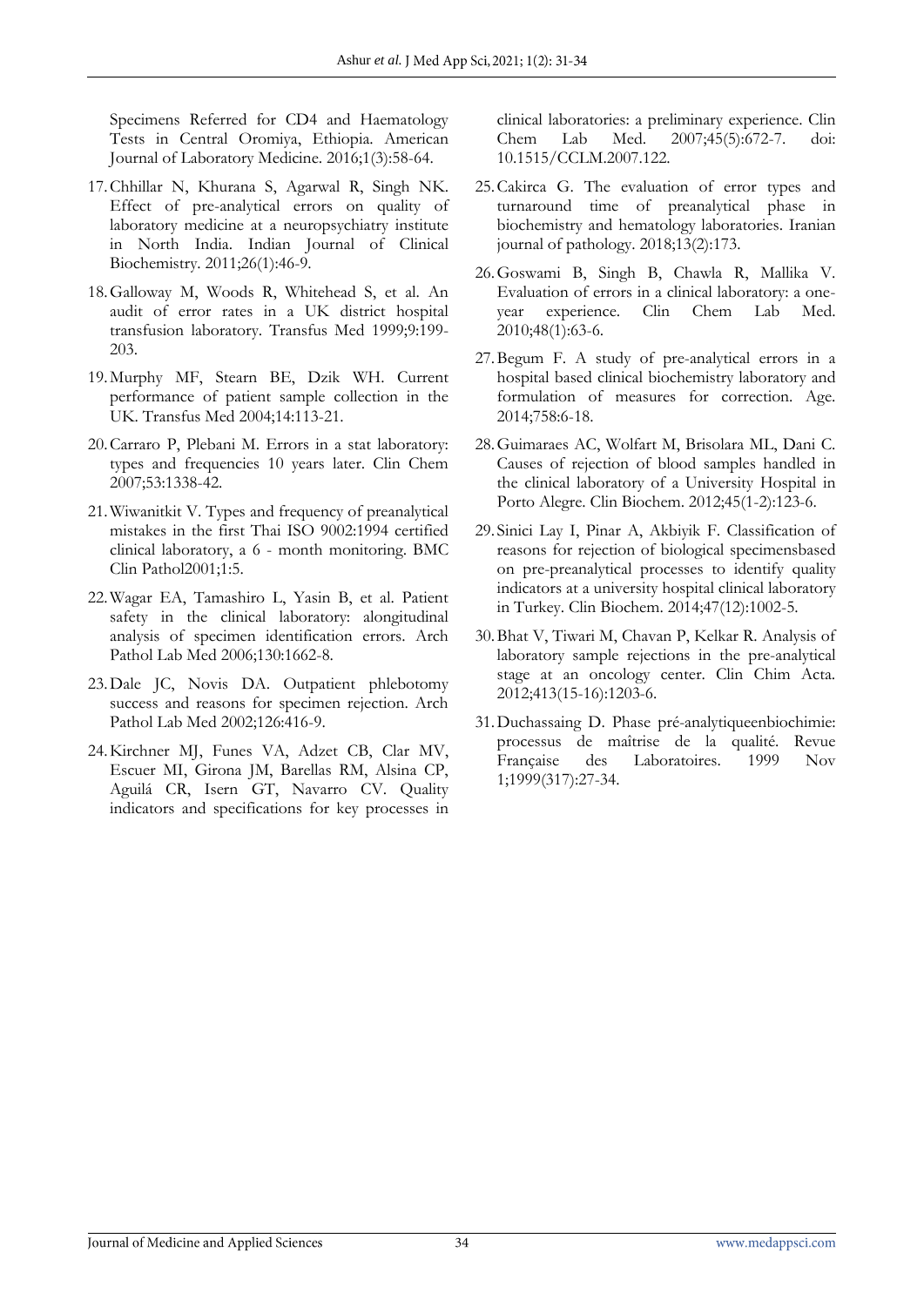Specimens Referred for CD4 and Haematology Tests in Central Oromiya, Ethiopia. American Journal of Laboratory Medicine. 2016;1(3):58-64.

17. Chhillar N, Khurana S, Agarwal R, Singh NK. Effect of pre-analytical errors on quality of laboratory medicine at a neuropsychiatry institute in North India. Indian Journal of Clinical Biochemistry. 2011;26(1):46-9.

18. Galloway M, Woods R, Whitehead S, et al. An audit of error rates in a UK district hospital transfusion laboratory. Transfus Med 1999;9:199-203.

19. Murphy MF, Stearn BE, Dzik WH. Current performance of patient sample collection in the UK. Transfus Med 2004;14:113-21.

20. Carraro P, Plebani M. Errors in a stat laboratory: types and frequencies 10 years later. Clin Chem 2007;53:1338-42.

21. Wiwanitkit V. Types and frequency of preanalytical mistakes in the first Thai ISO 9002:1994 certified clinical laboratory, a 6 - month monitoring. BMC Clin Pathol2001;1:5.

22. Wagar EA, Tamashiro L, Yasin B, et al. Patient safety in the clinical laboratory: alongitudinal analysis of specimen identification errors. Arch Pathol Lab Med 2006;130:1662-8.

23. Dale JC, Novis DA. Outpatient phlebotomy success and reasons for specimen rejection. Arch Pathol Lab Med 2002;126:416-9.

24. Kirchner MJ, Funes VA, Adzet CB, Clar MV, Escuer MI, Girona JM, Barellas RM, Alsina CP, Aguilá CR, Isern GT, Navarro CV. Quality indicators and specifications for key processes in clinical laboratories: a preliminary experience. Clin Chem Lab Med. 2007;45(5):672-7. doi: 10.1515/CCLM.2007.122.

25. Cakirca G. The evaluation of error types and turnaround time of preanalytical phase in biochemistry and hematology laboratories. Iranian journal of pathology. 2018;13(2):173.

26. Goswami B, Singh B, Chawla R, Mallika V. Evaluation of errors in a clinical laboratory: a one-year experience. Clin Chem Lab Med. 2010;48(1):63-6.

27. Begum F. A study of pre-analytical errors in a hospital based clinical biochemistry laboratory and formulation of measures for correction. Age. 2014;758:6-18.

28. Guimaraes AC, Wolfart M, Brisolara ML, Dani C. Causes of rejection of blood samples handled in the clinical laboratory of a University Hospital in Porto Alegre. Clin Biochem. 2012;45(1-2):123-6.

29. Sinici Lay I, Pinar A, Akbiyik F. Classification of reasons for rejection of biological specimensbased on pre-preanalytical processes to identify quality indicators at a university hospital clinical laboratory in Turkey. Clin Biochem. 2014;47(12):1002-5.

30. Bhat V, Tiwari M, Chavan P, Kelkar R. Analysis of laboratory sample rejections in the pre-analytical stage at an oncology center. Clin Chim Acta. 2012;413(15-16):1203-6.

31. Duchassaing D. Phase pré-analytiqueenbiochimie: processus de maîtrise de la qualité. Revue Française des Laboratoires. 1999 Nov 1;1999(317):27-34.